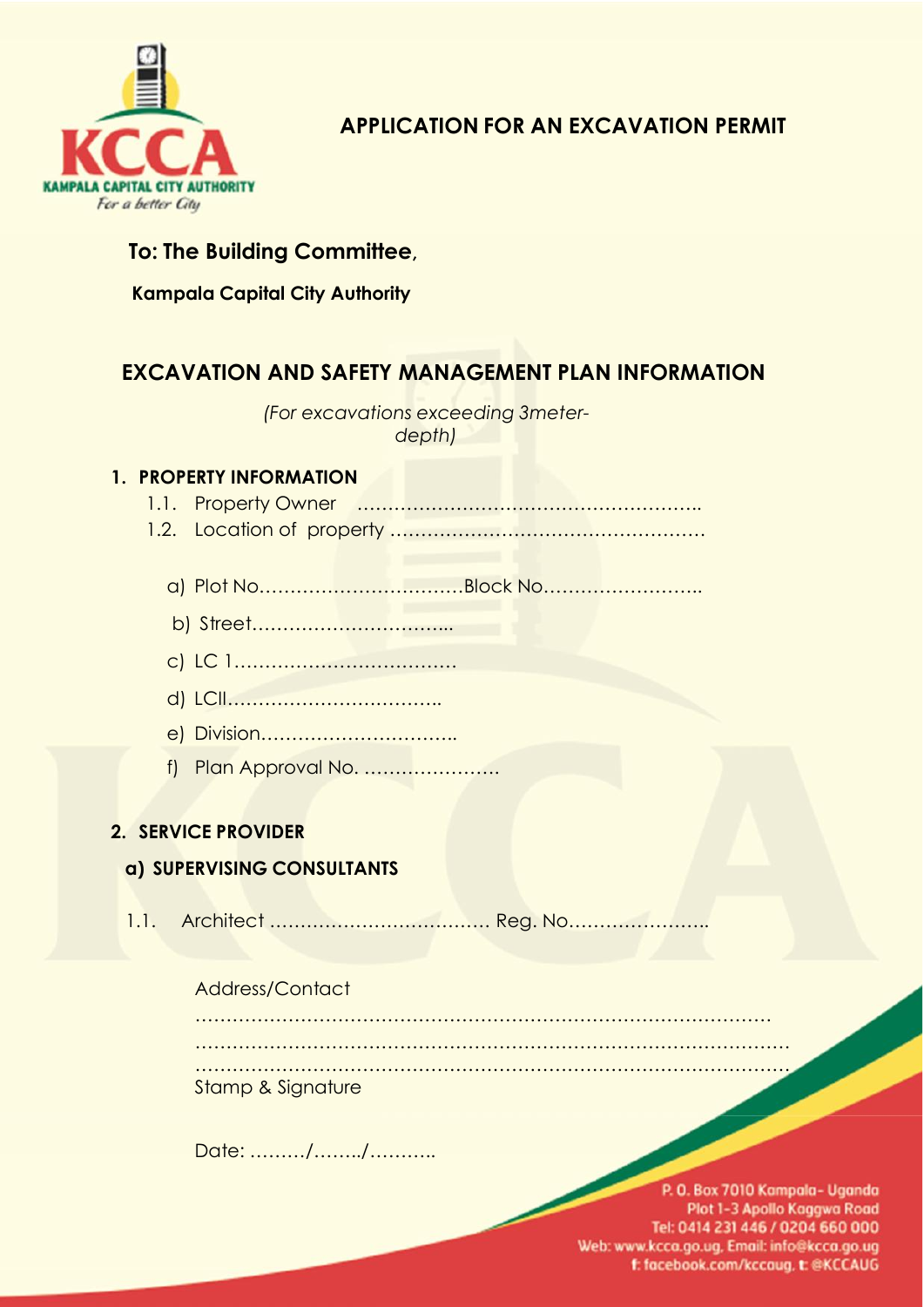KCCA

KAMPALA CAPITAL CITY AUTHORITY

*For a better City*

# APPLICATION FOR AN EXCAVATION PERMIT

**To: The Building Committee,**

**Kampala Capital City Authority**

## EXCAVATION AND SAFETY MANAGEMENT PLAN INFORMATION

*(For excavations exceeding 3meter-depth)*

### 1. PROPERTY INFORMATION

1.1. Property Owner ………………………………………………..

1.2. Location of property ……………………………………………

a) Plot No…………………………Block No……………………..

b) Street…………………………...

c) LC 1………………………………

d) LCII……………………………..

e) Division…………………………..

f) Plan Approval No. ………………….

### 2. SERVICE PROVIDER

**a) SUPERVISING CONSULTANTS**

1.1. Architect ……………………………… Reg. No…………………..

Address/Contact

……………………………………………………………………………

……………………………………………………………………………

……………………………………………………………………………

Stamp & Signature

Date: ………/……../………..

P. O. Box 7010 Kampala- Uganda
Plot 1-3 Apollo Kaggwa Road
Tel: 0414 231 446 / 0204 660 000
Web: www.kcca.go.ug, Email: info@kcca.go.ug
f: facebook.com/kccaug, t: @KCCAUG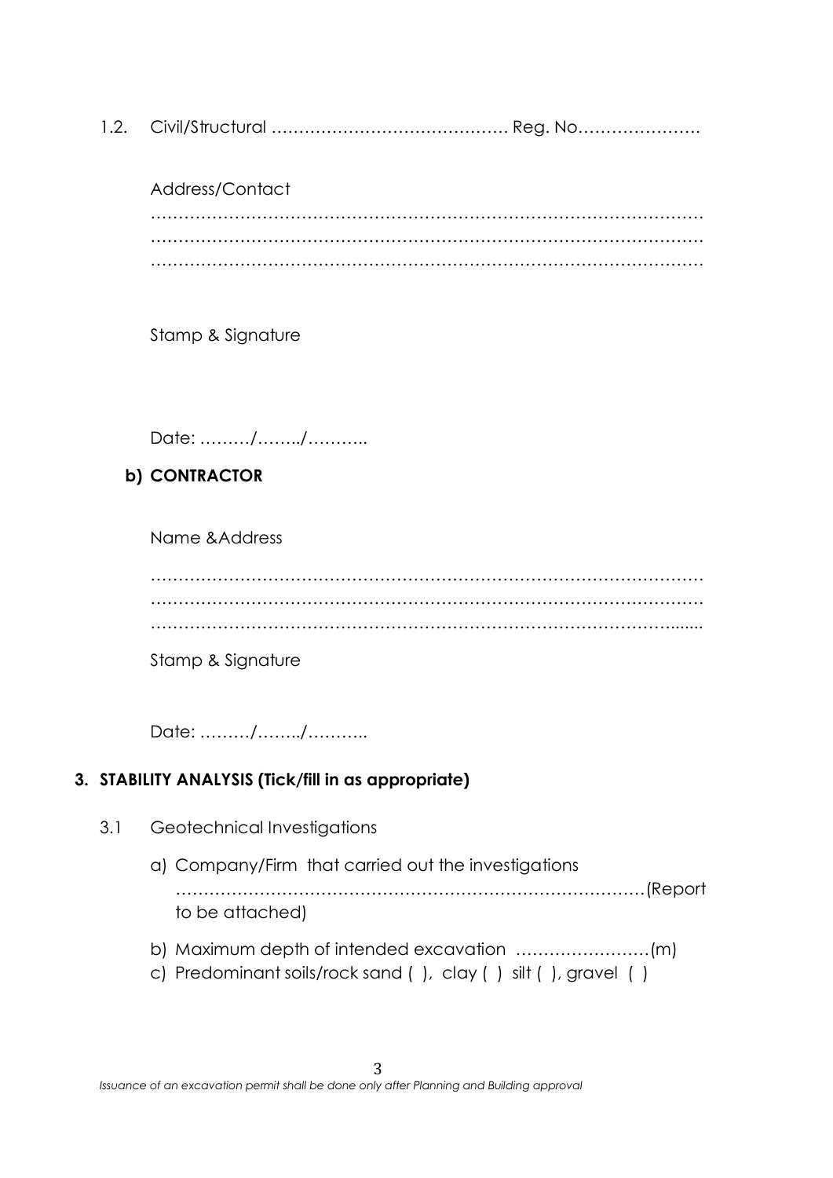1.2. Civil/Structural ……………………………………. Reg. No………………….

Address/Contact
………………………………………………………………………………………
………………………………………………………………………………………
………………………………………………………………………………………

Stamp & Signature

Date: ………/……../………..

**b) CONTRACTOR**

Name &Address

………………………………………………………………………………………
………………………………………………………………………………………
……………………………………………………………………………………........

Stamp & Signature

Date: ………/……../………..

**3. STABILITY ANALYSIS (Tick/fill in as appropriate)**

3.1 Geotechnical Investigations

a) Company/Firm that carried out the investigations ……………………………………………………………………………(Report to be attached)

b) Maximum depth of intended excavation ……………………(m)

c) Predominant soils/rock sand ( ), clay ( ) silt ( ), gravel ( )

*Issuance of an excavation permit shall be done only after Planning and Building approval*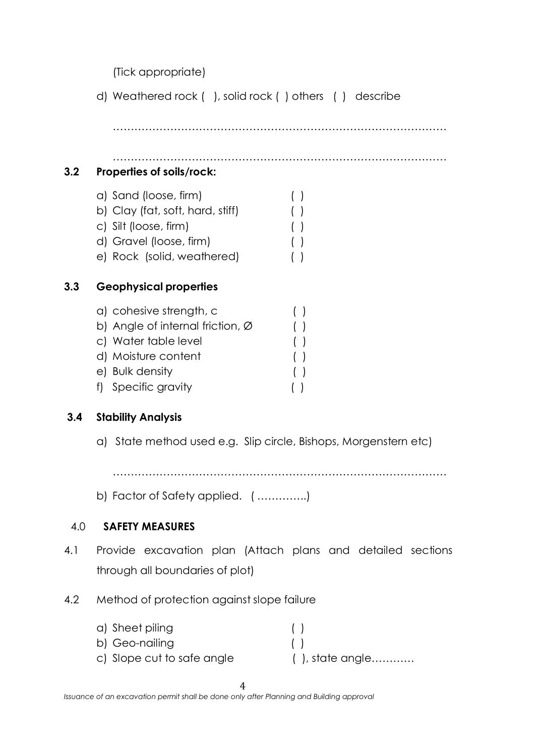(Tick appropriate)

d) Weathered rock ( ), solid rock ( ) others ( ) describe

…………………………………………………………………………………

…………………………………………………………………………………

### 3.2 Properties of soils/rock:

a) Sand (loose, firm) ( )
b) Clay (fat, soft, hard, stiff) ( )
c) Silt (loose, firm) ( )
d) Gravel (loose, firm) ( )
e) Rock (solid, weathered) ( )

### 3.3 Geophysical properties

a) cohesive strength, c ( )
b) Angle of internal friction, Ø ( )
c) Water table level ( )
d) Moisture content ( )
e) Bulk density ( )
f) Specific gravity ( )

### 3.4 Stability Analysis

a) State method used e.g. Slip circle, Bishops, Morgenstern etc)

…………………………………………………………………………………

b) Factor of Safety applied. ( …………..)

## 4.0 SAFETY MEASURES

4.1 Provide excavation plan (Attach plans and detailed sections through all boundaries of plot)

4.2 Method of protection against slope failure

a) Sheet piling ( )
b) Geo-nailing ( )
c) Slope cut to safe angle ( ), state angle…………

*Issuance of an excavation permit shall be done only after Planning and Building approval*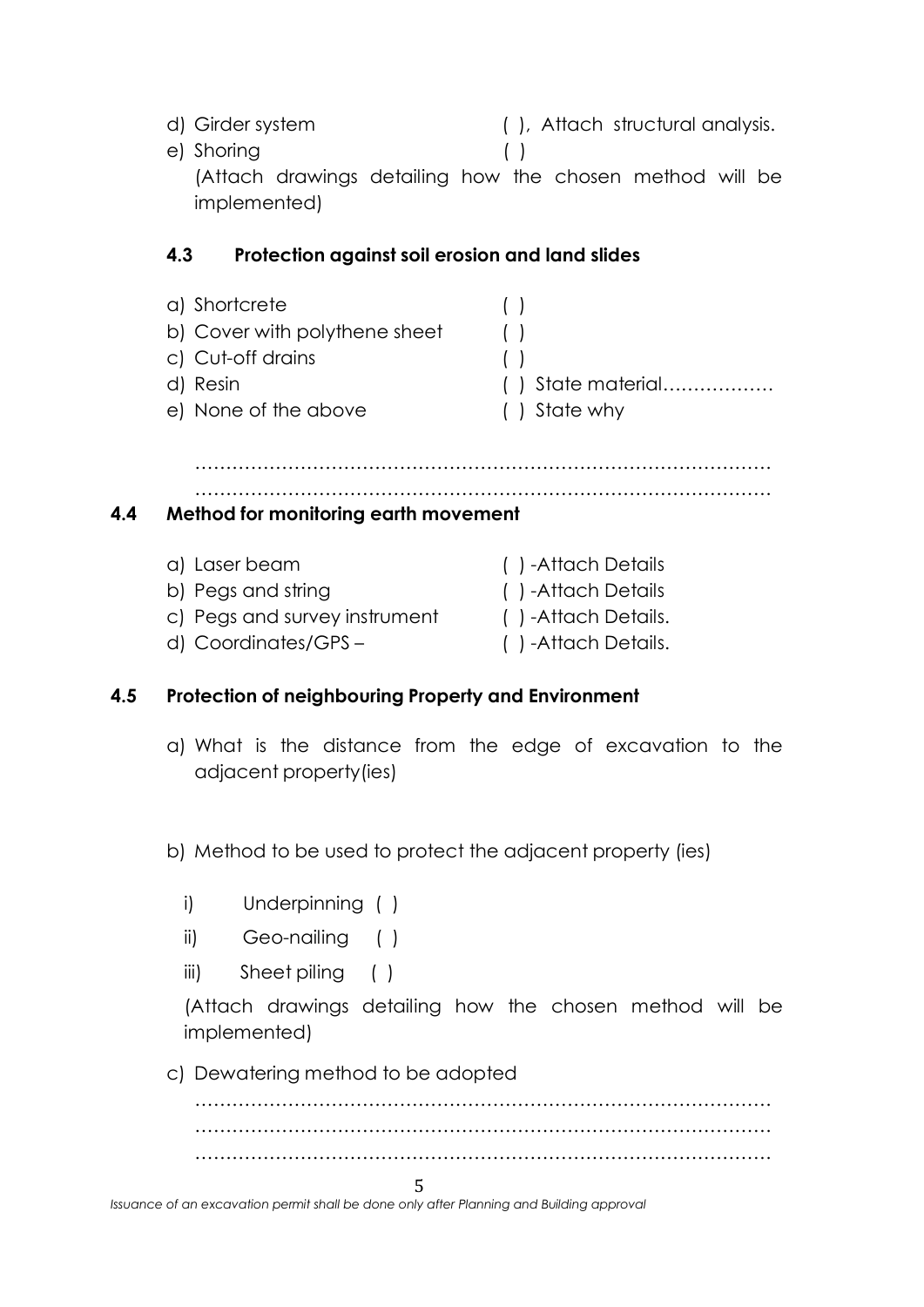d) Girder system ( ), Attach structural analysis.

e) Shoring ( )

(Attach drawings detailing how the chosen method will be implemented)

### 4.3 Protection against soil erosion and land slides

a) Shortcrete ( )

b) Cover with polythene sheet ( )

c) Cut-off drains ( )

d) Resin ( ) State material………………

e) None of the above ( ) State why

…………………………………………………………………………………

…………………………………………………………………………………

### 4.4 Method for monitoring earth movement

a) Laser beam ( ) -Attach Details

b) Pegs and string ( ) -Attach Details

c) Pegs and survey instrument ( ) -Attach Details.

d) Coordinates/GPS – ( ) -Attach Details.

### 4.5 Protection of neighbouring Property and Environment

a) What is the distance from the edge of excavation to the adjacent property(ies)

b) Method to be used to protect the adjacent property (ies)

i) Underpinning ( )

ii) Geo-nailing ( )

iii) Sheet piling ( )

(Attach drawings detailing how the chosen method will be implemented)

c) Dewatering method to be adopted

…………………………………………………………………………………

…………………………………………………………………………………

…………………………………………………………………………………

*Issuance of an excavation permit shall be done only after Planning and Building approval*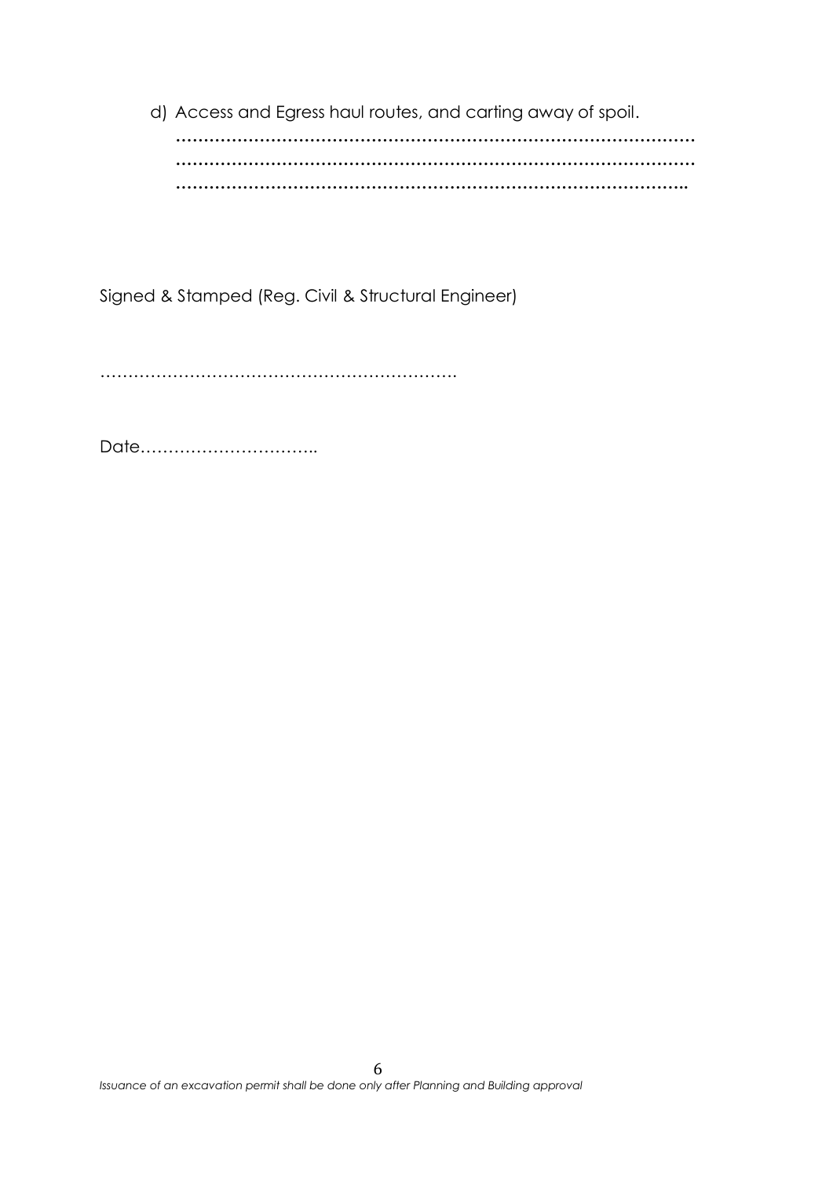d) Access and Egress haul routes, and carting away of spoil.

…………………………………………………………………………………
…………………………………………………………………………………
………………………………………………………………………………..

Signed & Stamped (Reg. Civil & Structural Engineer)

……………………………………………………….

Date…………………………..

*Issuance of an excavation permit shall be done only after Planning and Building approval*